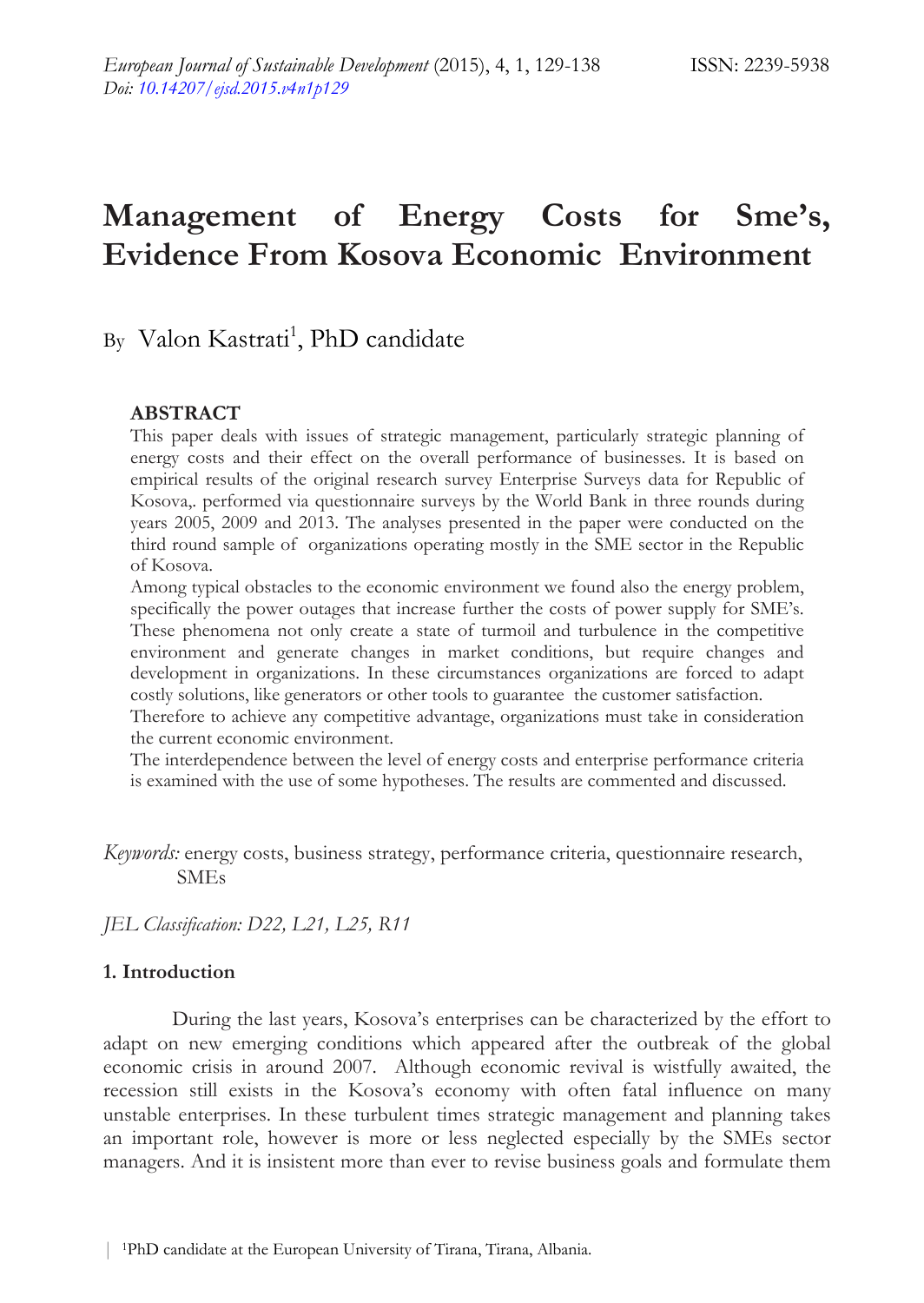# Management of Energy Costs for Sme's, Evidence From Kosova Economic Environment

By Valon Kastrati[1], PhD candidate

## ABSTRACT

This paper deals with issues of strategic management, particularly strategic planning of energy costs and their effect on the overall performance of businesses. It is based on empirical results of the original research survey Enterprise Surveys data for Republic of Kosova,. performed via questionnaire surveys by the World Bank in three rounds during years 2005, 2009 and 2013. The analyses presented in the paper were conducted on the third round sample of organizations operating mostly in the SME sector in the Republic of Kosova.

Among typical obstacles to the economic environment we found also the energy problem, specifically the power outages that increase further the costs of power supply for SME's. These phenomena not only create a state of turmoil and turbulence in the competitive environment and generate changes in market conditions, but require changes and development in organizations. In these circumstances organizations are forced to adapt costly solutions, like generators or other tools to guarantee the customer satisfaction.

Therefore to achieve any competitive advantage, organizations must take in consideration the current economic environment.

The interdependence between the level of energy costs and enterprise performance criteria is examined with the use of some hypotheses. The results are commented and discussed.

*Keywords:* energy costs, business strategy, performance criteria, questionnaire research, SMEs

*JEL Classification: D22, L21, L25, R11*

### 1. Introduction

During the last years, Kosova's enterprises can be characterized by the effort to adapt on new emerging conditions which appeared after the outbreak of the global economic crisis in around 2007. Although economic revival is wistfully awaited, the recession still exists in the Kosova's economy with often fatal influence on many unstable enterprises. In these turbulent times strategic management and planning takes an important role, however is more or less neglected especially by the SMEs sector managers. And it is insistent more than ever to revise business goals and formulate them

[1]PhD candidate at the European University of Tirana, Tirana, Albania.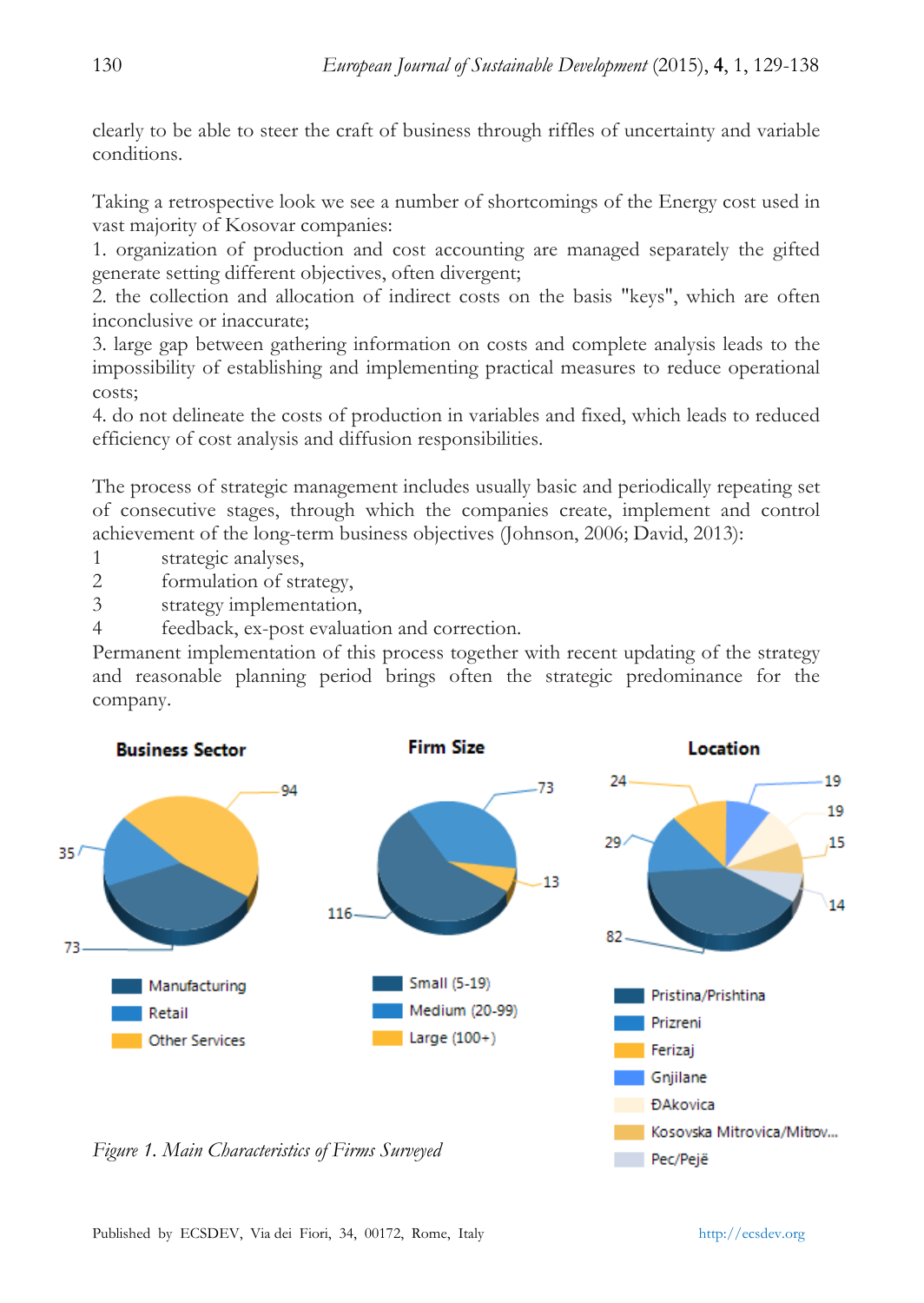clearly to be able to steer the craft of business through riffles of uncertainty and variable conditions.

Taking a retrospective look we see a number of shortcomings of the Energy cost used in vast majority of Kosovar companies:

1. organization of production and cost accounting are managed separately the gifted generate setting different objectives, often divergent;
2. the collection and allocation of indirect costs on the basis "keys", which are often inconclusive or inaccurate;
3. large gap between gathering information on costs and complete analysis leads to the impossibility of establishing and implementing practical measures to reduce operational costs;
4. do not delineate the costs of production in variables and fixed, which leads to reduced efficiency of cost analysis and diffusion responsibilities.

The process of strategic management includes usually basic and periodically repeating set of consecutive stages, through which the companies create, implement and control achievement of the long-term business objectives (Johnson, 2006; David, 2013):

1 strategic analyses,
2 formulation of strategy,
3 strategy implementation,
4 feedback, ex-post evaluation and correction.

Permanent implementation of this process together with recent updating of the strategy and reasonable planning period brings often the strategic predominance for the company.

**Business Sector**

| Category | Value |
| --- | --- |
| Manufacturing | 73 |
| Retail | 35 |
| Other Services | 94 |

**Firm Size**

| Category | Value |
| --- | --- |
| Small (5-19) | 116 |
| Medium (20-99) | 73 |
| Large (100+) | 13 |

**Location**

| Category | Value |
| --- | --- |
| Pristina/Prishtina | 82 |
| Prizreni | 29 |
| Ferizaj | 24 |
| Gnjilane | 19 |
| ĐAkovica | 19 |
| Kosovska Mitrovica/Mitrov... | 15 |
| Pec/Pejë | 14 |

*Figure 1. Main Characteristics of Firms Surveyed*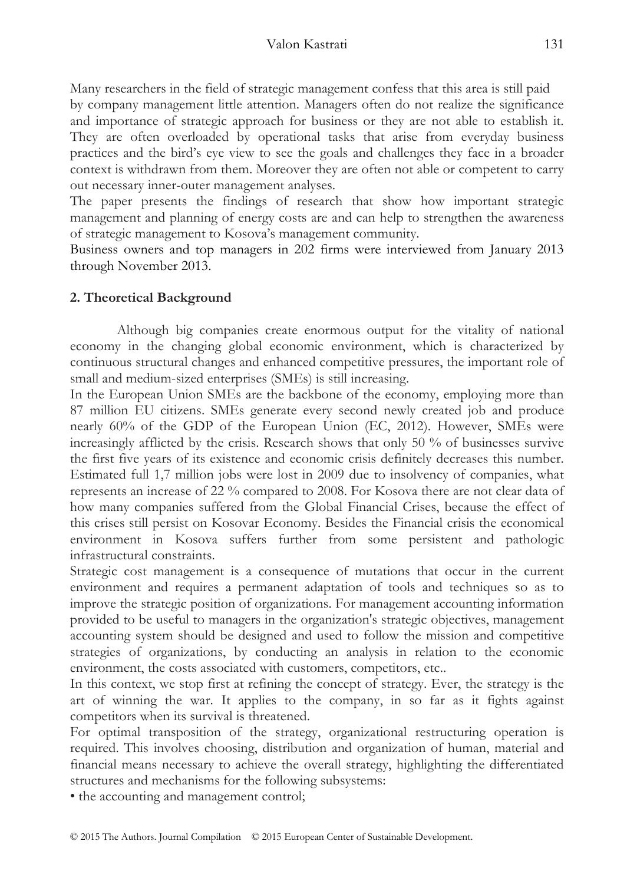Many researchers in the field of strategic management confess that this area is still paid by company management little attention. Managers often do not realize the significance and importance of strategic approach for business or they are not able to establish it. They are often overloaded by operational tasks that arise from everyday business practices and the bird's eye view to see the goals and challenges they face in a broader context is withdrawn from them. Moreover they are often not able or competent to carry out necessary inner-outer management analyses.

The paper presents the findings of research that show how important strategic management and planning of energy costs are and can help to strengthen the awareness of strategic management to Kosova's management community.

Business owners and top managers in 202 firms were interviewed from January 2013 through November 2013.

## 2. Theoretical Background

Although big companies create enormous output for the vitality of national economy in the changing global economic environment, which is characterized by continuous structural changes and enhanced competitive pressures, the important role of small and medium-sized enterprises (SMEs) is still increasing.

In the European Union SMEs are the backbone of the economy, employing more than 87 million EU citizens. SMEs generate every second newly created job and produce nearly 60% of the GDP of the European Union (EC, 2012). However, SMEs were increasingly afflicted by the crisis. Research shows that only 50 % of businesses survive the first five years of its existence and economic crisis definitely decreases this number. Estimated full 1,7 million jobs were lost in 2009 due to insolvency of companies, what represents an increase of 22 % compared to 2008. For Kosova there are not clear data of how many companies suffered from the Global Financial Crises, because the effect of this crises still persist on Kosovar Economy. Besides the Financial crisis the economical environment in Kosova suffers further from some persistent and pathologic infrastructural constraints.

Strategic cost management is a consequence of mutations that occur in the current environment and requires a permanent adaptation of tools and techniques so as to improve the strategic position of organizations. For management accounting information provided to be useful to managers in the organization's strategic objectives, management accounting system should be designed and used to follow the mission and competitive strategies of organizations, by conducting an analysis in relation to the economic environment, the costs associated with customers, competitors, etc..

In this context, we stop first at refining the concept of strategy. Ever, the strategy is the art of winning the war. It applies to the company, in so far as it fights against competitors when its survival is threatened.

For optimal transposition of the strategy, organizational restructuring operation is required. This involves choosing, distribution and organization of human, material and financial means necessary to achieve the overall strategy, highlighting the differentiated structures and mechanisms for the following subsystems:

- the accounting and management control;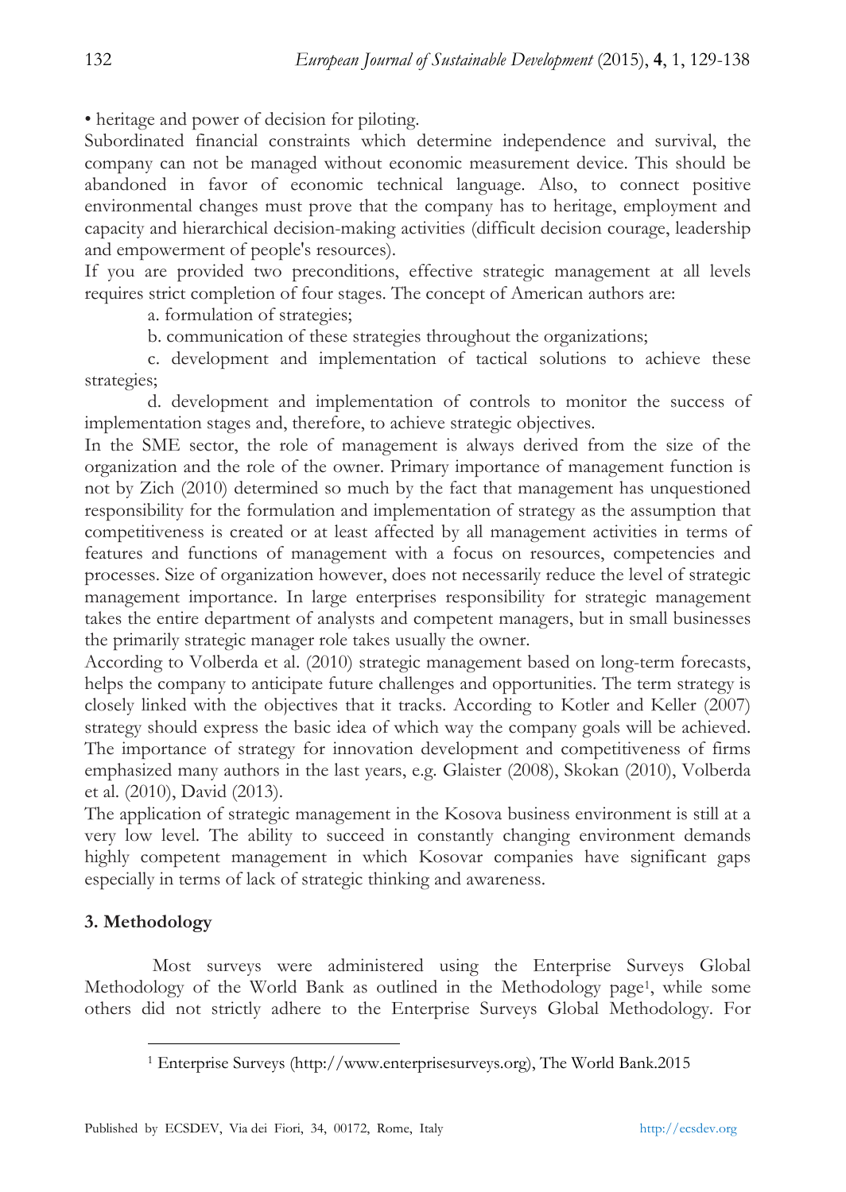• heritage and power of decision for piloting.

Subordinated financial constraints which determine independence and survival, the company can not be managed without economic measurement device. This should be abandoned in favor of economic technical language. Also, to connect positive environmental changes must prove that the company has to heritage, employment and capacity and hierarchical decision-making activities (difficult decision courage, leadership and empowerment of people's resources).

If you are provided two preconditions, effective strategic management at all levels requires strict completion of four stages. The concept of American authors are:

a. formulation of strategies;

b. communication of these strategies throughout the organizations;

c. development and implementation of tactical solutions to achieve these strategies;

d. development and implementation of controls to monitor the success of implementation stages and, therefore, to achieve strategic objectives.

In the SME sector, the role of management is always derived from the size of the organization and the role of the owner. Primary importance of management function is not by Zich (2010) determined so much by the fact that management has unquestioned responsibility for the formulation and implementation of strategy as the assumption that competitiveness is created or at least affected by all management activities in terms of features and functions of management with a focus on resources, competencies and processes. Size of organization however, does not necessarily reduce the level of strategic management importance. In large enterprises responsibility for strategic management takes the entire department of analysts and competent managers, but in small businesses the primarily strategic manager role takes usually the owner.

According to Volberda et al. (2010) strategic management based on long-term forecasts, helps the company to anticipate future challenges and opportunities. The term strategy is closely linked with the objectives that it tracks. According to Kotler and Keller (2007) strategy should express the basic idea of which way the company goals will be achieved. The importance of strategy for innovation development and competitiveness of firms emphasized many authors in the last years, e.g. Glaister (2008), Skokan (2010), Volberda et al. (2010), David (2013).

The application of strategic management in the Kosova business environment is still at a very low level. The ability to succeed in constantly changing environment demands highly competent management in which Kosovar companies have significant gaps especially in terms of lack of strategic thinking and awareness.

### 3. Methodology

Most surveys were administered using the Enterprise Surveys Global Methodology of the World Bank as outlined in the Methodology page[1], while some others did not strictly adhere to the Enterprise Surveys Global Methodology. For

[1] Enterprise Surveys (http://www.enterprisesurveys.org), The World Bank.2015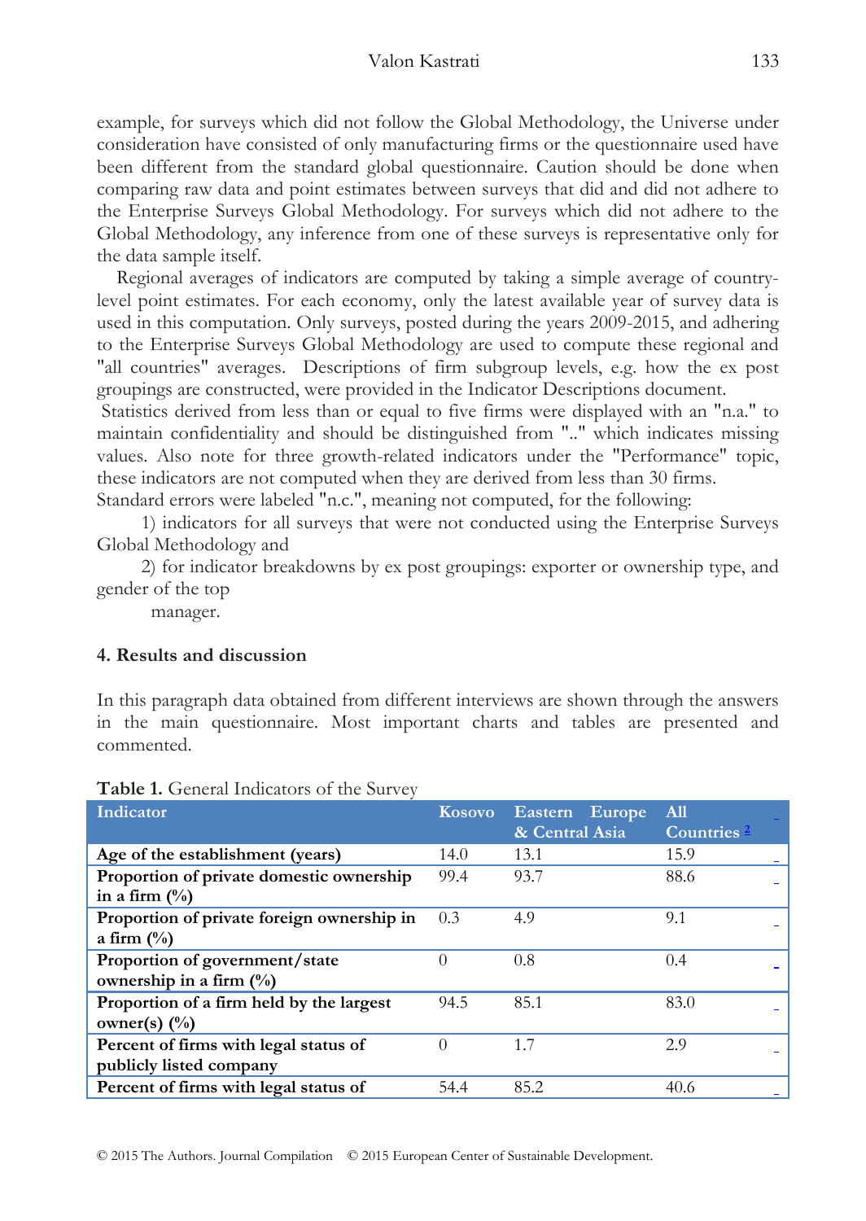example, for surveys which did not follow the Global Methodology, the Universe under consideration have consisted of only manufacturing firms or the questionnaire used have been different from the standard global questionnaire. Caution should be done when comparing raw data and point estimates between surveys that did and did not adhere to the Enterprise Surveys Global Methodology. For surveys which did not adhere to the Global Methodology, any inference from one of these surveys is representative only for the data sample itself.

Regional averages of indicators are computed by taking a simple average of country-level point estimates. For each economy, only the latest available year of survey data is used in this computation. Only surveys, posted during the years 2009-2015, and adhering to the Enterprise Surveys Global Methodology are used to compute these regional and "all countries" averages. Descriptions of firm subgroup levels, e.g. how the ex post groupings are constructed, were provided in the Indicator Descriptions document.

Statistics derived from less than or equal to five firms were displayed with an "n.a." to maintain confidentiality and should be distinguished from ".." which indicates missing values. Also note for three growth-related indicators under the "Performance" topic, these indicators are not computed when they are derived from less than 30 firms.

Standard errors were labeled "n.c.", meaning not computed, for the following:

1) indicators for all surveys that were not conducted using the Enterprise Surveys Global Methodology and

2) for indicator breakdowns by ex post groupings: exporter or ownership type, and gender of the top manager.

## 4. Results and discussion

In this paragraph data obtained from different interviews are shown through the answers in the main questionnaire. Most important charts and tables are presented and commented.

**Table 1.** General Indicators of the Survey

| Indicator | Kosovo | Eastern Europe & Central Asia | All Countries [2] |
|---|---|---|---|
| **Age of the establishment (years)** | 14.0 | 13.1 | 15.9 |
| **Proportion of private domestic ownership in a firm (%)** | 99.4 | 93.7 | 88.6 |
| **Proportion of private foreign ownership in a firm (%)** | 0.3 | 4.9 | 9.1 |
| **Proportion of government/state ownership in a firm (%)** | 0 | 0.8 | 0.4 |
| **Proportion of a firm held by the largest owner(s) (%)** | 94.5 | 85.1 | 83.0 |
| **Percent of firms with legal status of publicly listed company** | 0 | 1.7 | 2.9 |
| **Percent of firms with legal status of** | 54.4 | 85.2 | 40.6 |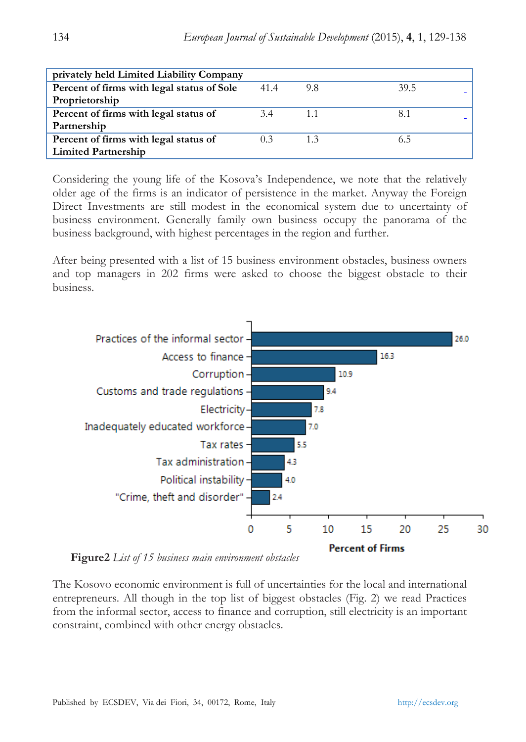| privately held Limited Liability Company | | | | |
|---|---|---|---|---|
| **Percent of firms with legal status of Sole Proprietorship** | 41.4 | 9.8 | 39.5 | - |
| **Percent of firms with legal status of Partnership** | 3.4 | 1.1 | 8.1 | - |
| **Percent of firms with legal status of Limited Partnership** | 0.3 | 1.3 | 6.5 | |

Considering the young life of the Kosova's Independence, we note that the relatively older age of the firms is an indicator of persistence in the market. Anyway the Foreign Direct Investments are still modest in the economical system due to uncertainty of business environment. Generally family own business occupy the panorama of the business background, with highest percentages in the region and further.

After being presented with a list of 15 business environment obstacles, business owners and top managers in 202 firms were asked to choose the biggest obstacle to their business.

| Obstacle | Percent of Firms |
|---|---|
| Practices of the informal sector | 26.0 |
| Access to finance | 16.3 |
| Corruption | 10.9 |
| Customs and trade regulations | 9.4 |
| Electricity | 7.8 |
| Inadequately educated workforce | 7.0 |
| Tax rates | 5.5 |
| Tax administration | 4.3 |
| Political instability | 4.0 |
| "Crime, theft and disorder" | 2.4 |

**Figure2** *List of 15 business main environment obstacles*

The Kosovo economic environment is full of uncertainties for the local and international entrepreneurs. All though in the top list of biggest obstacles (Fig. 2) we read Practices from the informal sector, access to finance and corruption, still electricity is an important constraint, combined with other energy obstacles.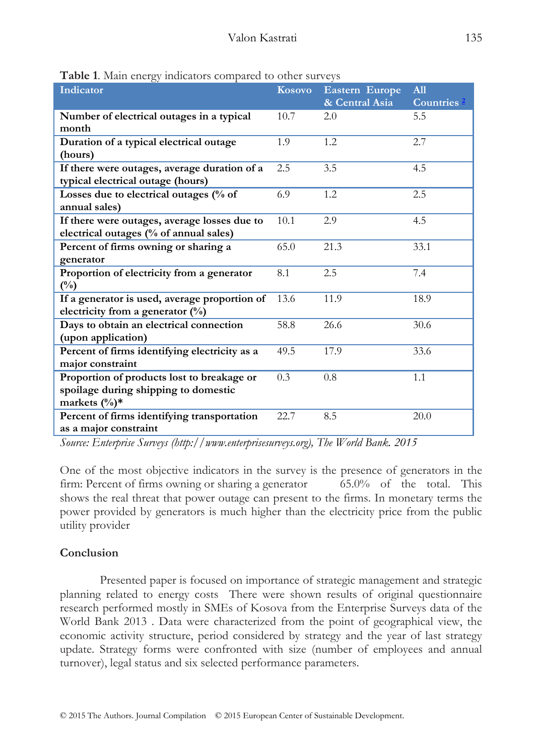**Table 1**. Main energy indicators compared to other surveys

| Indicator | Kosovo | Eastern Europe & Central Asia | All Countries [2] |
|---|---|---|---|
| **Number of electrical outages in a typical month** | 10.7 | 2.0 | 5.5 |
| **Duration of a typical electrical outage (hours)** | 1.9 | 1.2 | 2.7 |
| **If there were outages, average duration of a typical electrical outage (hours)** | 2.5 | 3.5 | 4.5 |
| **Losses due to electrical outages (% of annual sales)** | 6.9 | 1.2 | 2.5 |
| **If there were outages, average losses due to electrical outages (% of annual sales)** | 10.1 | 2.9 | 4.5 |
| **Percent of firms owning or sharing a generator** | 65.0 | 21.3 | 33.1 |
| **Proportion of electricity from a generator (%)** | 8.1 | 2.5 | 7.4 |
| **If a generator is used, average proportion of electricity from a generator (%)** | 13.6 | 11.9 | 18.9 |
| **Days to obtain an electrical connection (upon application)** | 58.8 | 26.6 | 30.6 |
| **Percent of firms identifying electricity as a major constraint** | 49.5 | 17.9 | 33.6 |
| **Proportion of products lost to breakage or spoilage during shipping to domestic markets (%)*** | 0.3 | 0.8 | 1.1 |
| **Percent of firms identifying transportation as a major constraint** | 22.7 | 8.5 | 20.0 |

*Source: Enterprise Surveys (http://www.enterprisesurveys.org), The World Bank. 2015*

One of the most objective indicators in the survey is the presence of generators in the firm: Percent of firms owning or sharing a generator 65.0% of the total. This shows the real threat that power outage can present to the firms. In monetary terms the power provided by generators is much higher than the electricity price from the public utility provider

## Conclusion

Presented paper is focused on importance of strategic management and strategic planning related to energy costs There were shown results of original questionnaire research performed mostly in SMEs of Kosova from the Enterprise Surveys data of the World Bank 2013 . Data were characterized from the point of geographical view, the economic activity structure, period considered by strategy and the year of last strategy update. Strategy forms were confronted with size (number of employees and annual turnover), legal status and six selected performance parameters.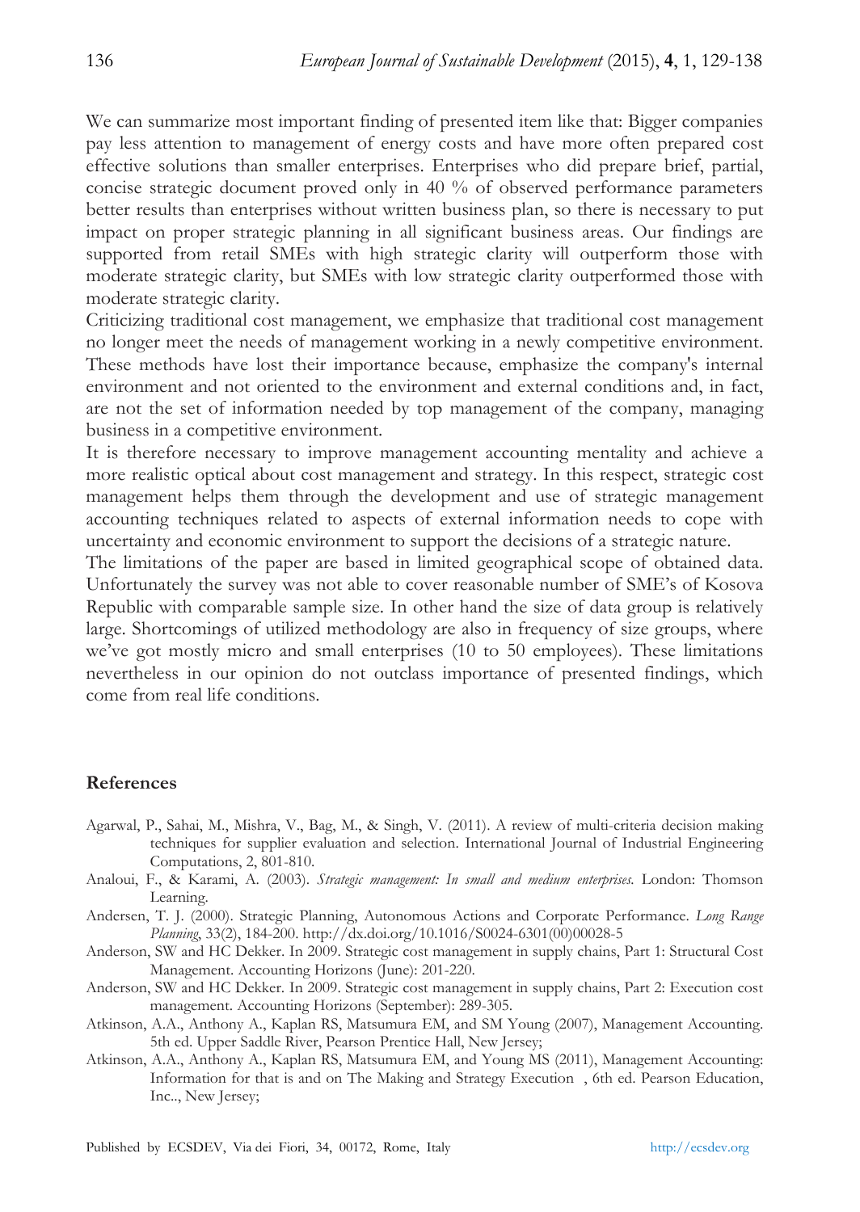We can summarize most important finding of presented item like that: Bigger companies pay less attention to management of energy costs and have more often prepared cost effective solutions than smaller enterprises. Enterprises who did prepare brief, partial, concise strategic document proved only in 40 % of observed performance parameters better results than enterprises without written business plan, so there is necessary to put impact on proper strategic planning in all significant business areas. Our findings are supported from retail SMEs with high strategic clarity will outperform those with moderate strategic clarity, but SMEs with low strategic clarity outperformed those with moderate strategic clarity.

Criticizing traditional cost management, we emphasize that traditional cost management no longer meet the needs of management working in a newly competitive environment. These methods have lost their importance because, emphasize the company's internal environment and not oriented to the environment and external conditions and, in fact, are not the set of information needed by top management of the company, managing business in a competitive environment.

It is therefore necessary to improve management accounting mentality and achieve a more realistic optical about cost management and strategy. In this respect, strategic cost management helps them through the development and use of strategic management accounting techniques related to aspects of external information needs to cope with uncertainty and economic environment to support the decisions of a strategic nature.

The limitations of the paper are based in limited geographical scope of obtained data. Unfortunately the survey was not able to cover reasonable number of SME's of Kosova Republic with comparable sample size. In other hand the size of data group is relatively large. Shortcomings of utilized methodology are also in frequency of size groups, where we've got mostly micro and small enterprises (10 to 50 employees). These limitations nevertheless in our opinion do not outclass importance of presented findings, which come from real life conditions.

## References

Agarwal, P., Sahai, M., Mishra, V., Bag, M., & Singh, V. (2011). A review of multi-criteria decision making techniques for supplier evaluation and selection. International Journal of Industrial Engineering Computations, 2, 801-810.

Analoui, F., & Karami, A. (2003). *Strategic management: In small and medium enterprises.* London: Thomson Learning.

Andersen, T. J. (2000). Strategic Planning, Autonomous Actions and Corporate Performance. *Long Range Planning*, 33(2), 184-200. http://dx.doi.org/10.1016/S0024-6301(00)00028-5

Anderson, SW and HC Dekker. In 2009. Strategic cost management in supply chains, Part 1: Structural Cost Management. Accounting Horizons (June): 201-220.

Anderson, SW and HC Dekker. In 2009. Strategic cost management in supply chains, Part 2: Execution cost management. Accounting Horizons (September): 289-305.

Atkinson, A.A., Anthony A., Kaplan RS, Matsumura EM, and SM Young (2007), Management Accounting. 5th ed. Upper Saddle River, Pearson Prentice Hall, New Jersey;

Atkinson, A.A., Anthony A., Kaplan RS, Matsumura EM, and Young MS (2011), Management Accounting: Information for that is and on The Making and Strategy Execution , 6th ed. Pearson Education, Inc.., New Jersey;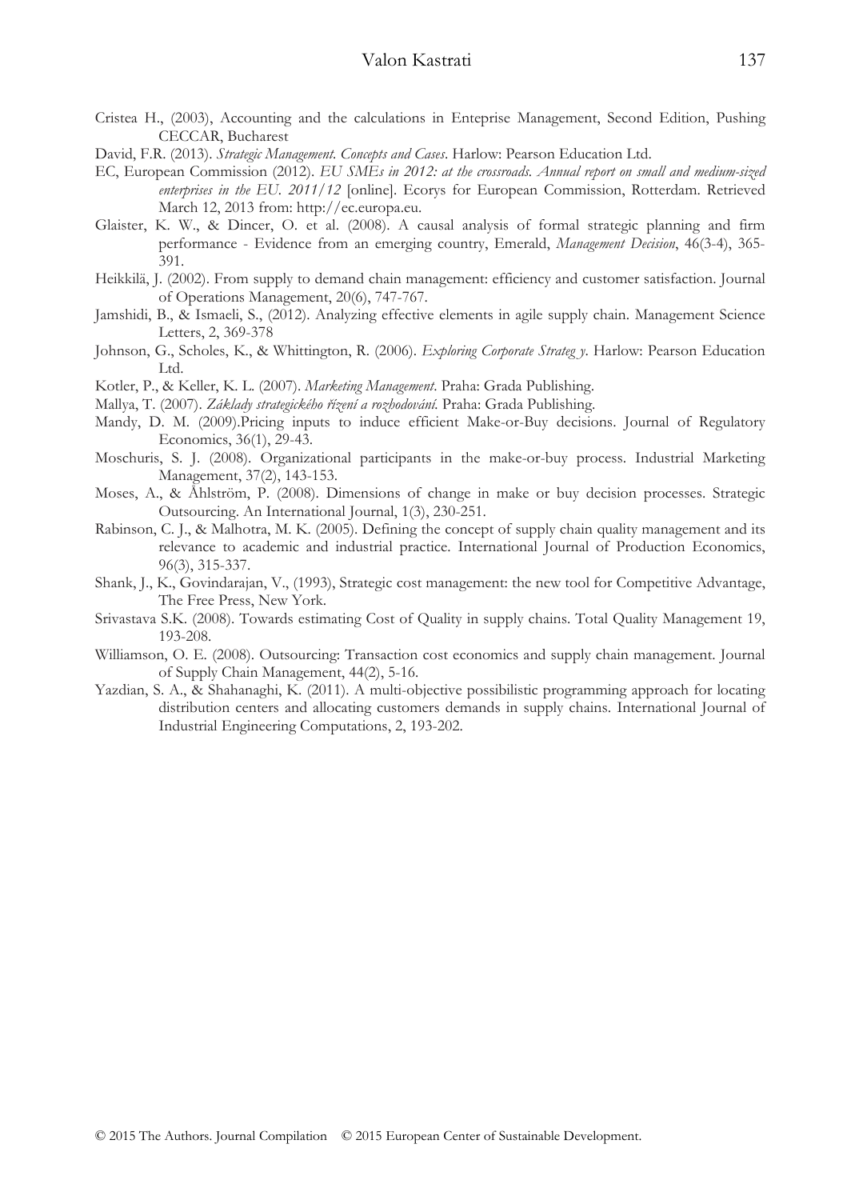Cristea H., (2003), Accounting and the calculations in Enteprise Management, Second Edition, Pushing CECCAR, Bucharest

David, F.R. (2013). *Strategic Management. Concepts and Cases*. Harlow: Pearson Education Ltd.

EC, European Commission (2012). *EU SMEs in 2012: at the crossroads. Annual report on small and medium-sized enterprises in the EU. 2011/12* [online]. Ecorys for European Commission, Rotterdam. Retrieved March 12, 2013 from: http://ec.europa.eu.

Glaister, K. W., & Dincer, O. et al. (2008). A causal analysis of formal strategic planning and firm performance - Evidence from an emerging country, Emerald, *Management Decision*, 46(3-4), 365-391.

Heikkilä, J. (2002). From supply to demand chain management: efficiency and customer satisfaction. Journal of Operations Management, 20(6), 747-767.

Jamshidi, B., & Ismaeli, S., (2012). Analyzing effective elements in agile supply chain. Management Science Letters, 2, 369-378

Johnson, G., Scholes, K., & Whittington, R. (2006). *Exploring Corporate Strateg y*. Harlow: Pearson Education Ltd.

Kotler, P., & Keller, K. L. (2007). *Marketing Management*. Praha: Grada Publishing.

Mallya, T. (2007). *Základy strategického řízení a rozhodování*. Praha: Grada Publishing.

Mandy, D. M. (2009).Pricing inputs to induce efficient Make-or-Buy decisions. Journal of Regulatory Economics, 36(1), 29-43.

Moschuris, S. J. (2008). Organizational participants in the make-or-buy process. Industrial Marketing Management, 37(2), 143-153.

Moses, A., & Åhlström, P. (2008). Dimensions of change in make or buy decision processes. Strategic Outsourcing. An International Journal, 1(3), 230-251.

Rabinson, C. J., & Malhotra, M. K. (2005). Defining the concept of supply chain quality management and its relevance to academic and industrial practice. International Journal of Production Economics, 96(3), 315-337.

Shank, J., K., Govindarajan, V., (1993), Strategic cost management: the new tool for Competitive Advantage, The Free Press, New York.

Srivastava S.K. (2008). Towards estimating Cost of Quality in supply chains. Total Quality Management 19, 193-208.

Williamson, O. E. (2008). Outsourcing: Transaction cost economics and supply chain management. Journal of Supply Chain Management, 44(2), 5-16.

Yazdian, S. A., & Shahanaghi, K. (2011). A multi-objective possibilistic programming approach for locating distribution centers and allocating customers demands in supply chains. International Journal of Industrial Engineering Computations, 2, 193-202.